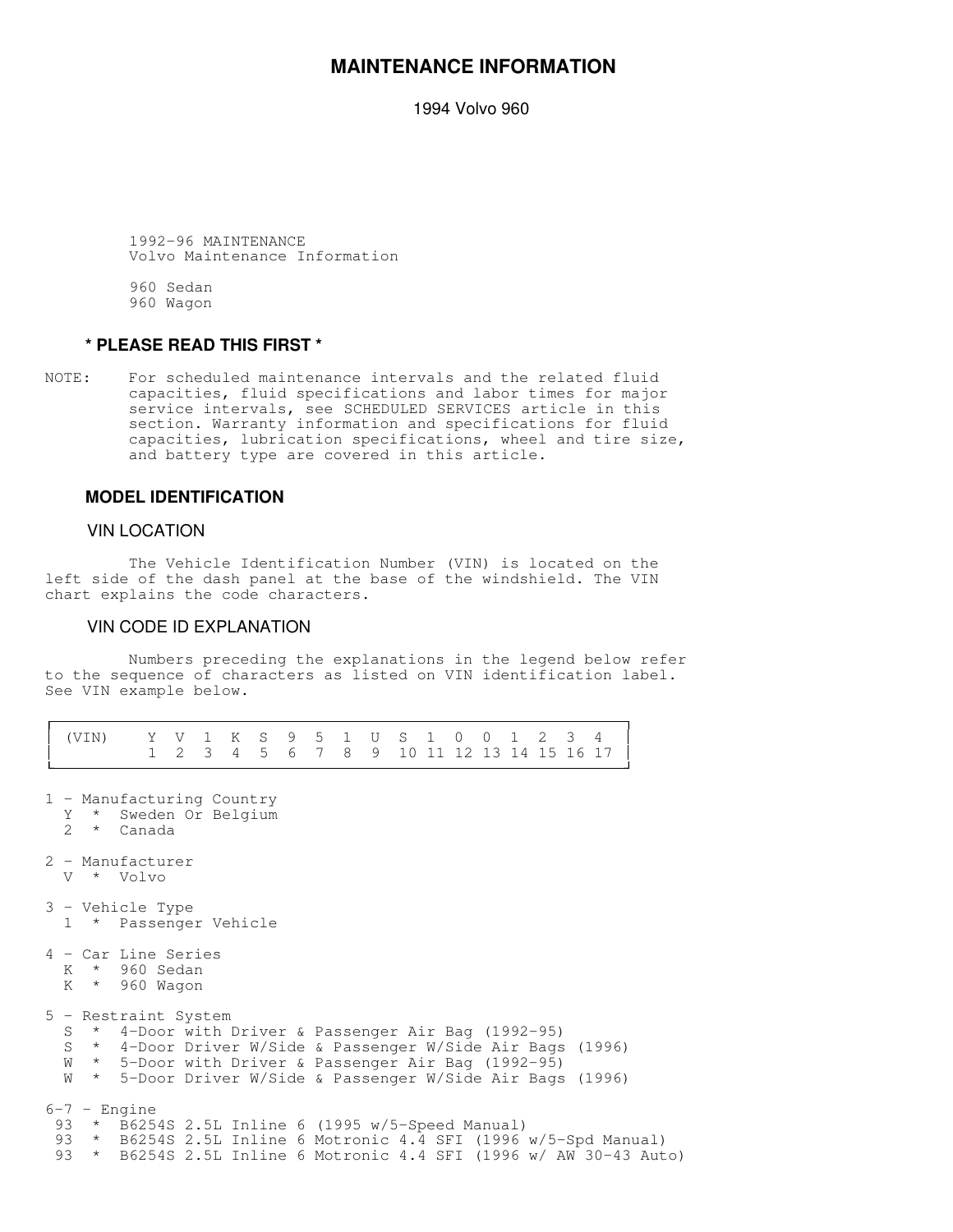# MAINTENANCE INFORMATION

1994 Volvo 960

1992-96 MAINTENANCE
Volvo Maintenance Information

960 Sedan
960 Wagon

### * PLEASE READ THIS FIRST *

NOTE: For scheduled maintenance intervals and the related fluid capacities, fluid specifications and labor times for major service intervals, see SCHEDULED SERVICES article in this section. Warranty information and specifications for fluid capacities, lubrication specifications, wheel and tire size, and battery type are covered in this article.

### MODEL IDENTIFICATION

#### VIN LOCATION

The Vehicle Identification Number (VIN) is located on the left side of the dash panel at the base of the windshield. The VIN chart explains the code characters.

#### VIN CODE ID EXPLANATION

Numbers preceding the explanations in the legend below refer to the sequence of characters as listed on VIN identification label. See VIN example below.

| (VIN) | Y | V | 1 | K | S | 9 | 5 | 1 | U | S | 1 | 0 | 0 | 1 | 2 | 3 | 4 |
|---|---|---|---|---|---|---|---|---|---|---|---|---|---|---|---|---|---|
| | 1 | 2 | 3 | 4 | 5 | 6 | 7 | 8 | 9 | 10 | 11 | 12 | 13 | 14 | 15 | 16 | 17 |

1 - Manufacturing Country
- Y * Sweden Or Belgium
- 2 * Canada

2 - Manufacturer
- V * Volvo

3 - Vehicle Type
- 1 * Passenger Vehicle

4 - Car Line Series
- K * 960 Sedan
- K * 960 Wagon

5 - Restraint System
- S * 4-Door with Driver & Passenger Air Bag (1992-95)
- S * 4-Door Driver W/Side & Passenger W/Side Air Bags (1996)
- W * 5-Door with Driver & Passenger Air Bag (1992-95)
- W * 5-Door Driver W/Side & Passenger W/Side Air Bags (1996)

6-7 - Engine
- 93 * B6254S 2.5L Inline 6 (1995 w/5-Speed Manual)
- 93 * B6254S 2.5L Inline 6 Motronic 4.4 SFI (1996 w/5-Spd Manual)
- 93 * B6254S 2.5L Inline 6 Motronic 4.4 SFI (1996 w/ AW 30-43 Auto)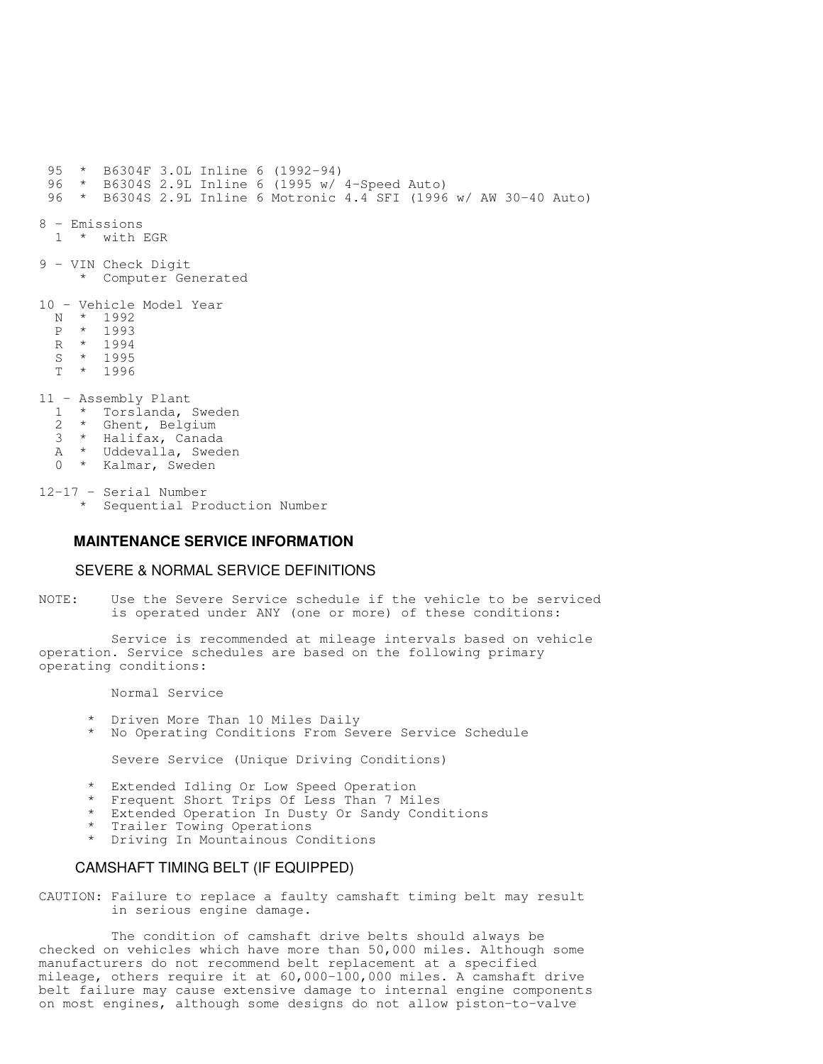95 * B6304F 3.0L Inline 6 (1992-94)
96 * B6304S 2.9L Inline 6 (1995 w/ 4-Speed Auto)
96 * B6304S 2.9L Inline 6 Motronic 4.4 SFI (1996 w/ AW 30-40 Auto)

8 - Emissions
1 * with EGR

9 - VIN Check Digit
* Computer Generated

10 - Vehicle Model Year
N * 1992
P * 1993
R * 1994
S * 1995
T * 1996

11 - Assembly Plant
1 * Torslanda, Sweden
2 * Ghent, Belgium
3 * Halifax, Canada
A * Uddevalla, Sweden
0 * Kalmar, Sweden

12-17 - Serial Number
* Sequential Production Number

## MAINTENANCE SERVICE INFORMATION

### SEVERE & NORMAL SERVICE DEFINITIONS

NOTE: Use the Severe Service schedule if the vehicle to be serviced is operated under ANY (one or more) of these conditions:

Service is recommended at mileage intervals based on vehicle operation. Service schedules are based on the following primary operating conditions:

Normal Service

* Driven More Than 10 Miles Daily
* No Operating Conditions From Severe Service Schedule

Severe Service (Unique Driving Conditions)

* Extended Idling Or Low Speed Operation
* Frequent Short Trips Of Less Than 7 Miles
* Extended Operation In Dusty Or Sandy Conditions
* Trailer Towing Operations
* Driving In Mountainous Conditions

### CAMSHAFT TIMING BELT (IF EQUIPPED)

CAUTION: Failure to replace a faulty camshaft timing belt may result in serious engine damage.

The condition of camshaft drive belts should always be checked on vehicles which have more than 50,000 miles. Although some manufacturers do not recommend belt replacement at a specified mileage, others require it at 60,000-100,000 miles. A camshaft drive belt failure may cause extensive damage to internal engine components on most engines, although some designs do not allow piston-to-valve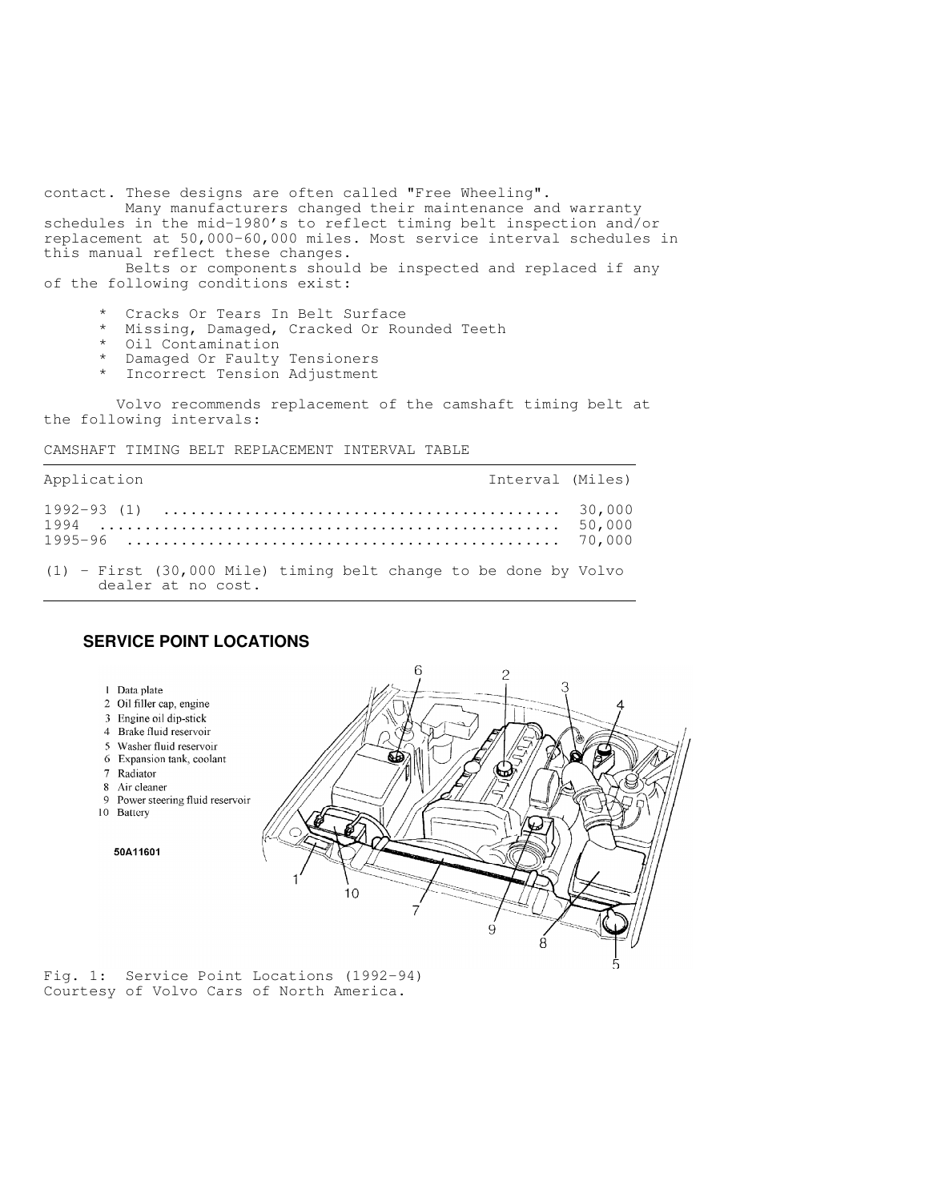contact. These designs are often called "Free Wheeling".

Many manufacturers changed their maintenance and warranty schedules in the mid-1980's to reflect timing belt inspection and/or replacement at 50,000-60,000 miles. Most service interval schedules in this manual reflect these changes.

Belts or components should be inspected and replaced if any of the following conditions exist:

* Cracks Or Tears In Belt Surface
* Missing, Damaged, Cracked Or Rounded Teeth
* Oil Contamination
* Damaged Or Faulty Tensioners
* Incorrect Tension Adjustment

Volvo recommends replacement of the camshaft timing belt at the following intervals:

CAMSHAFT TIMING BELT REPLACEMENT INTERVAL TABLE

| Application | Interval (Miles) |
|---|---|
| 1992-93 (1) | 30,000 |
| 1994 | 50,000 |
| 1995-96 | 70,000 |

(1) - First (30,000 Mile) timing belt change to be done by Volvo dealer at no cost.

## SERVICE POINT LOCATIONS

1 Data plate
2 Oil filler cap, engine
3 Engine oil dip-stick
4 Brake fluid reservoir
5 Washer fluid reservoir
6 Expansion tank, coolant
7 Radiator
8 Air cleaner
9 Power steering fluid reservoir
10 Battery

50A11601

Fig. 1: Service Point Locations (1992-94)
Courtesy of Volvo Cars of North America.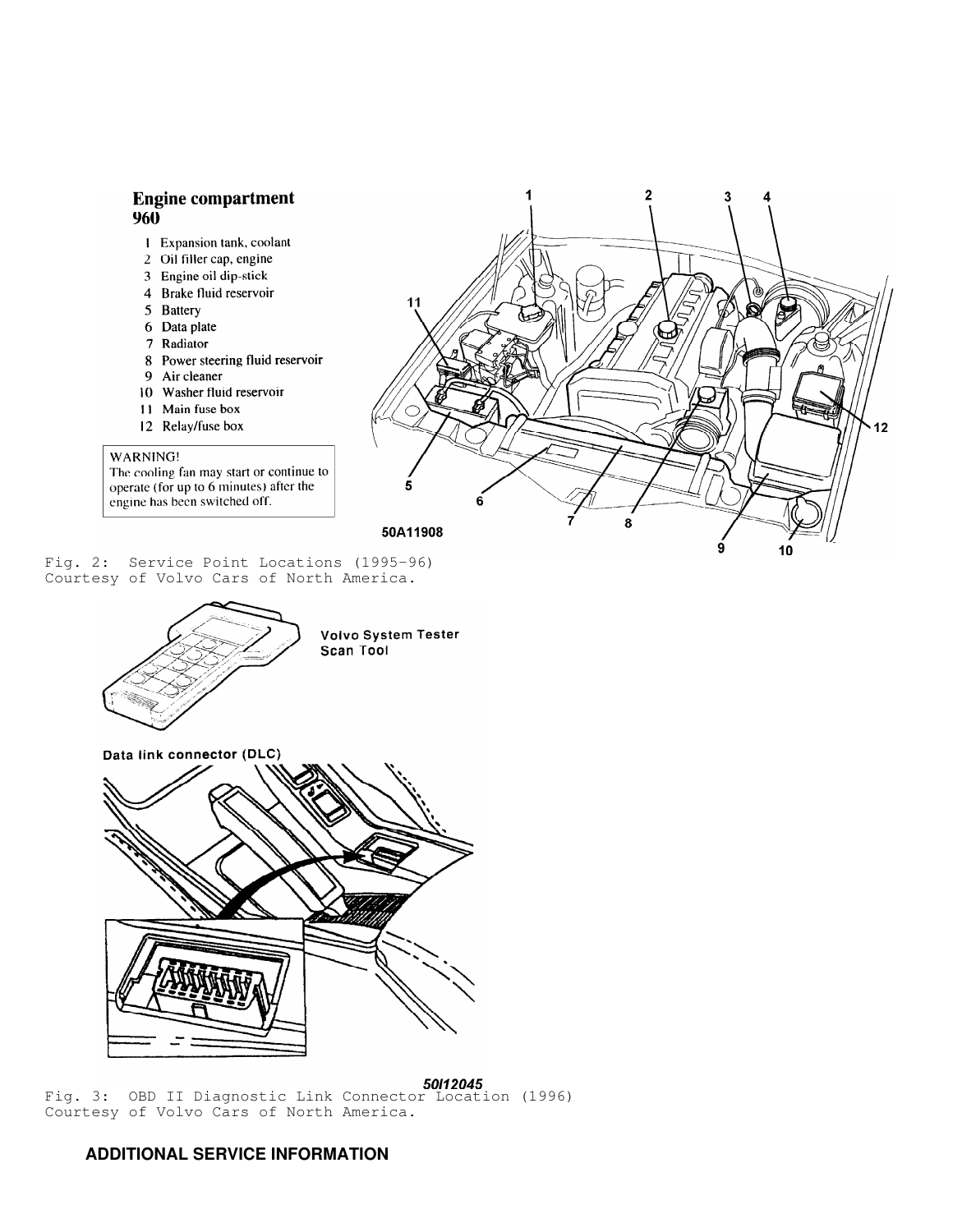**Engine compartment 960**

1 Expansion tank, coolant
2 Oil filler cap, engine
3 Engine oil dip-stick
4 Brake fluid reservoir
5 Battery
6 Data plate
7 Radiator
8 Power steering fluid reservoir
9 Air cleaner
10 Washer fluid reservoir
11 Main fuse box
12 Relay/fuse box

WARNING!
The cooling fan may start or continue to operate (for up to 6 minutes) after the engine has been switched off.

50A11908

Fig. 2: Service Point Locations (1995-96)
Courtesy of Volvo Cars of North America.

Volvo System Tester Scan Tool

Data link connector (DLC)

50I12045

Fig. 3: OBD II Diagnostic Link Connector Location (1996)
Courtesy of Volvo Cars of North America.

## ADDITIONAL SERVICE INFORMATION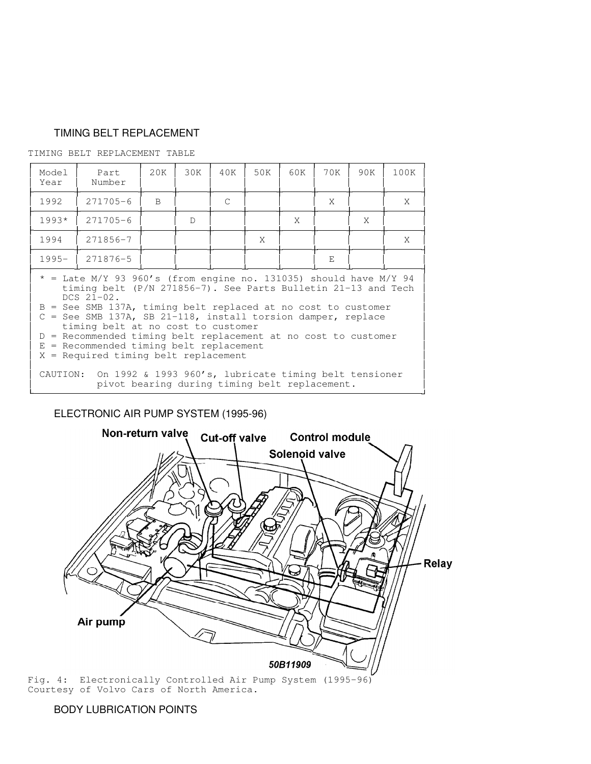## TIMING BELT REPLACEMENT

TIMING BELT REPLACEMENT TABLE

| Model Year | Part Number | 20K | 30K | 40K | 50K | 60K | 70K | 90K | 100K |
|---|---|---|---|---|---|---|---|---|---|
| 1992 | 271705-6 | B | | C | | | X | | X |
| 1993* | 271705-6 | | D | | | X | | X | |
| 1994 | 271856-7 | | | | X | | | | X |
| 1995- | 271876-5 | | | | | | E | | |

\* = Late M/Y 93 960's (from engine no. 131035) should have M/Y 94 timing belt (P/N 271856-7). See Parts Bulletin 21-13 and Tech DCS 21-02.
B = See SMB 137A, timing belt replaced at no cost to customer
C = See SMB 137A, SB 21-118, install torsion damper, replace timing belt at no cost to customer
D = Recommended timing belt replacement at no cost to customer
E = Recommended timing belt replacement
X = Required timing belt replacement

CAUTION: On 1992 & 1993 960's, lubricate timing belt tensioner pivot bearing during timing belt replacement.

## ELECTRONIC AIR PUMP SYSTEM (1995-96)

Fig. 4: Electronically Controlled Air Pump System (1995-96)
Courtesy of Volvo Cars of North America.

## BODY LUBRICATION POINTS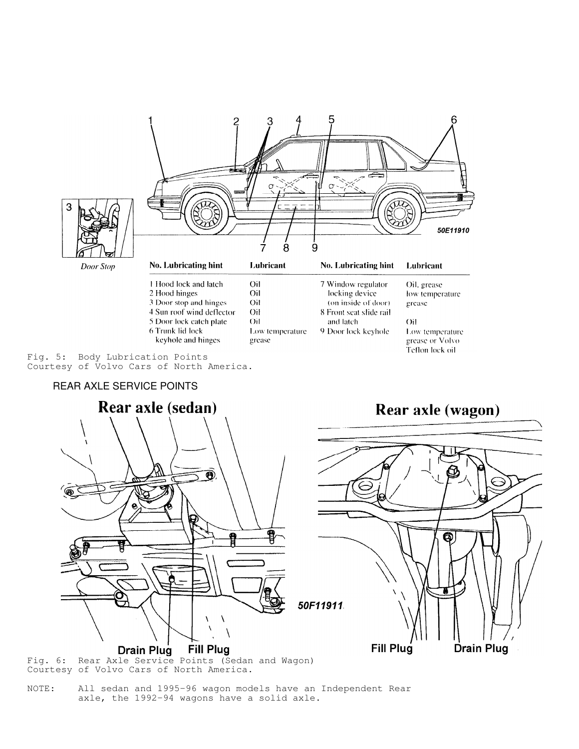| No. Lubricating hint | Lubricant | No. Lubricating hint | Lubricant |
| --- | --- | --- | --- |
| 1 Hood lock and latch | Oil | 7 Window regulator locking device (on inside of door) | Oil, grease low temperature grease |
| 2 Hood hinges | Oil | 8 Front seat slide rail and latch | Oil |
| 3 Door stop and hinges | Oil | 9 Door lock keyhole | Low temperature grease or Volvo Teflon lock oil |
| 4 Sun roof wind deflector | Oil | | |
| 5 Door lock catch plate | Oil | | |
| 6 Trunk lid lock keyhole and hinges | Low temperature grease | | |

Fig. 5: Body Lubrication Points
Courtesy of Volvo Cars of North America.

REAR AXLE SERVICE POINTS

Fig. 6: Rear Axle Service Points (Sedan and Wagon)
Courtesy of Volvo Cars of North America.

NOTE: All sedan and 1995-96 wagon models have an Independent Rear axle, the 1992-94 wagons have a solid axle.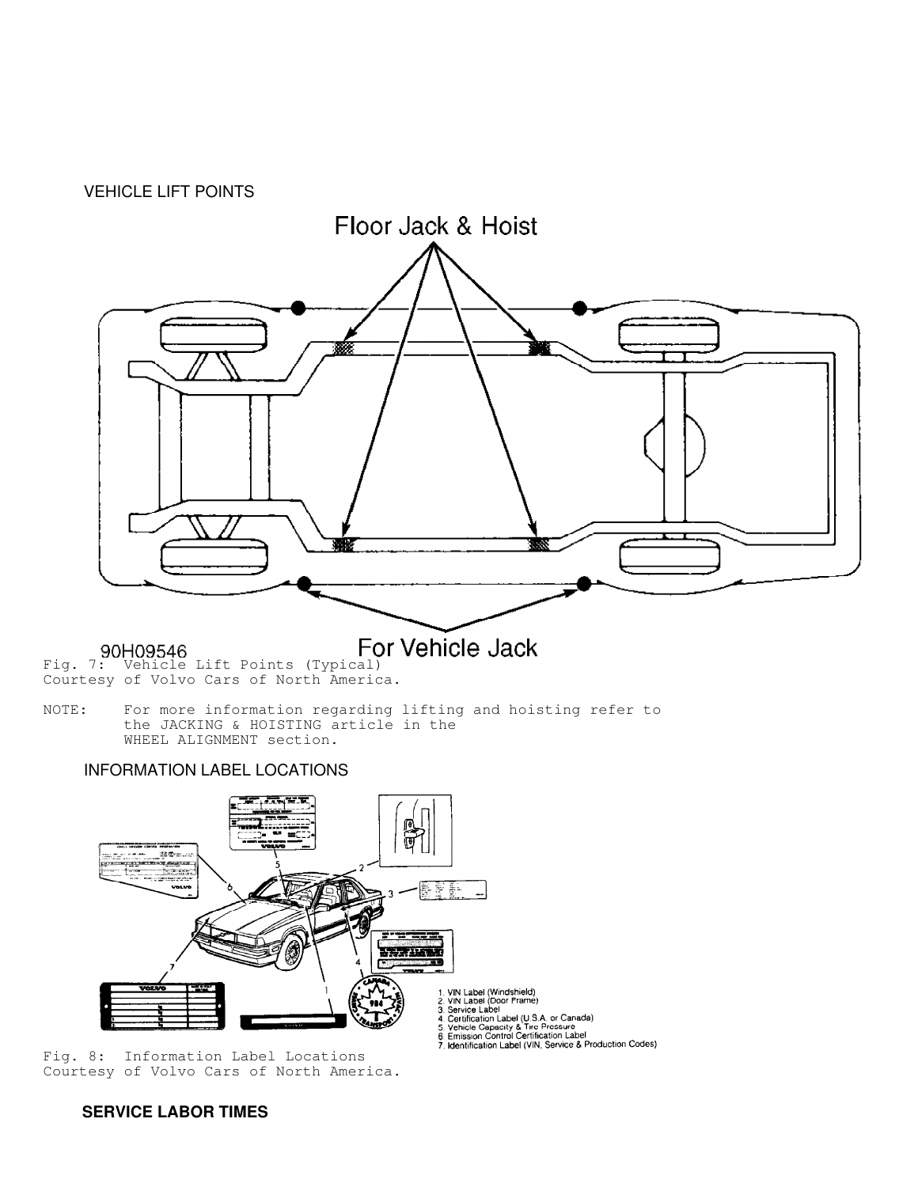## VEHICLE LIFT POINTS

Fig. 7: Vehicle Lift Points (Typical)
Courtesy of Volvo Cars of North America.

NOTE: For more information regarding lifting and hoisting refer to the JACKING & HOISTING article in the WHEEL ALIGNMENT section.

## INFORMATION LABEL LOCATIONS

Fig. 8: Information Label Locations
Courtesy of Volvo Cars of North America.

## SERVICE LABOR TIMES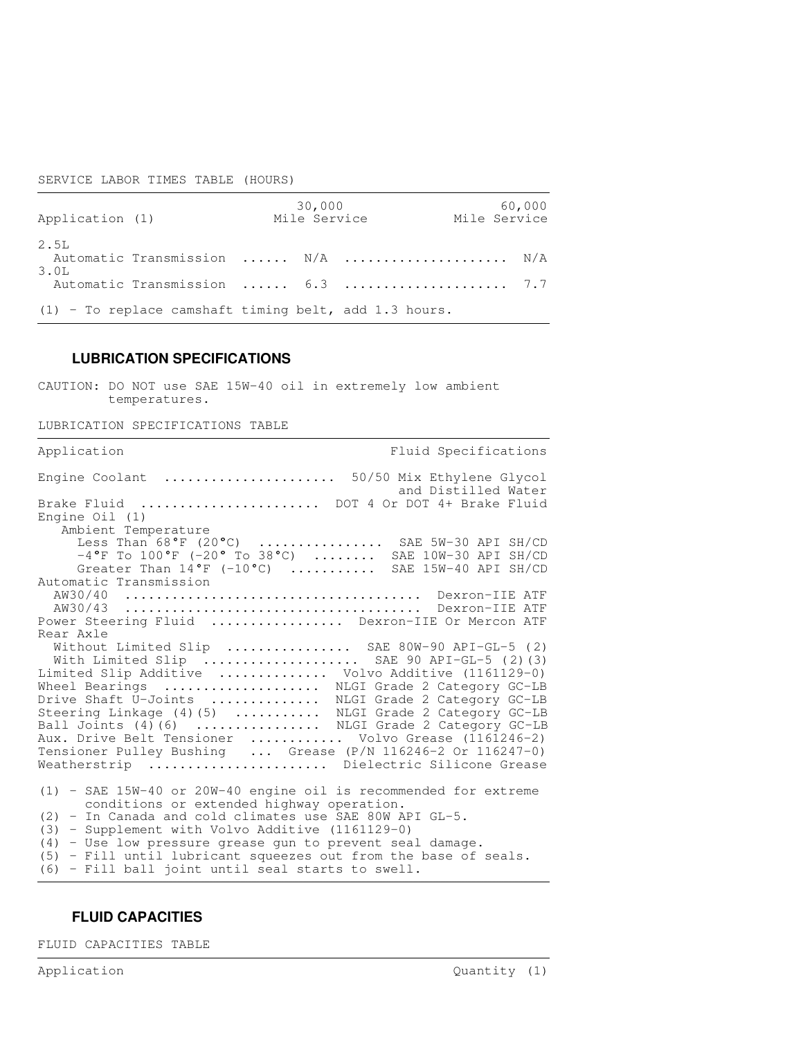SERVICE LABOR TIMES TABLE (HOURS)

| Application (1) | 30,000 Mile Service | 60,000 Mile Service |
|---|---|---|
| 2.5L | | |
| Automatic Transmission | N/A | N/A |
| 3.0L | | |
| Automatic Transmission | 6.3 | 7.7 |

(1) - To replace camshaft timing belt, add 1.3 hours.

## LUBRICATION SPECIFICATIONS

CAUTION: DO NOT use SAE 15W-40 oil in extremely low ambient temperatures.

LUBRICATION SPECIFICATIONS TABLE

| Application | Fluid Specifications |
|---|---|
| Engine Coolant | 50/50 Mix Ethylene Glycol and Distilled Water |
| Brake Fluid | DOT 4 Or DOT 4+ Brake Fluid |
| Engine Oil (1) | |
| Ambient Temperature | |
| Less Than 68°F (20°C) | SAE 5W-30 API SH/CD |
| -4°F To 100°F (-20° To 38°C) | SAE 10W-30 API SH/CD |
| Greater Than 14°F (-10°C) | SAE 15W-40 API SH/CD |
| Automatic Transmission | |
| AW30/40 | Dexron-IIE ATF |
| AW30/43 | Dexron-IIE ATF |
| Power Steering Fluid | Dexron-IIE Or Mercon ATF |
| Rear Axle | |
| Without Limited Slip | SAE 80W-90 API-GL-5 (2) |
| With Limited Slip | SAE 90 API-GL-5 (2)(3) |
| Limited Slip Additive | Volvo Additive (1161129-0) |
| Wheel Bearings | NLGI Grade 2 Category GC-LB |
| Drive Shaft U-Joints | NLGI Grade 2 Category GC-LB |
| Steering Linkage (4)(5) | NLGI Grade 2 Category GC-LB |
| Ball Joints (4)(6) | NLGI Grade 2 Category GC-LB |
| Aux. Drive Belt Tensioner | Volvo Grease (1161246-2) |
| Tensioner Pulley Bushing | Grease (P/N 116246-2 Or 116247-0) |
| Weatherstrip | Dielectric Silicone Grease |

(1) - SAE 15W-40 or 20W-40 engine oil is recommended for extreme conditions or extended highway operation.
(2) - In Canada and cold climates use SAE 80W API GL-5.
(3) - Supplement with Volvo Additive (1161129-0)
(4) - Use low pressure grease gun to prevent seal damage.
(5) - Fill until lubricant squeezes out from the base of seals.
(6) - Fill ball joint until seal starts to swell.

## FLUID CAPACITIES

FLUID CAPACITIES TABLE

| Application | Quantity (1) |
|---|---|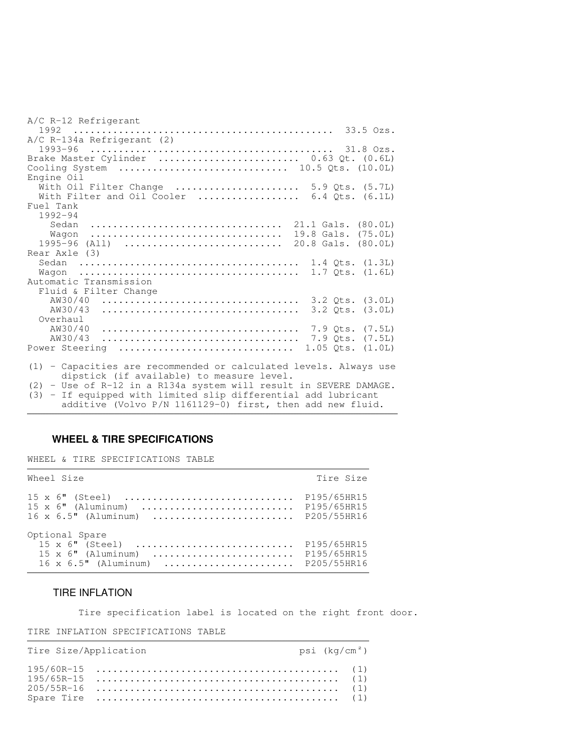| | |
|---|---|
| A/C R-12 Refrigerant | |
| 1992 | 33.5 Ozs. |
| A/C R-134a Refrigerant (2) | |
| 1993-96 | 31.8 Ozs. |
| Brake Master Cylinder | 0.63 Qt. (0.6L) |
| Cooling System | 10.5 Qts. (10.0L) |
| Engine Oil | |
| With Oil Filter Change | 5.9 Qts. (5.7L) |
| With Filter and Oil Cooler | 6.4 Qts. (6.1L) |
| Fuel Tank | |
| 1992-94 | |
| Sedan | 21.1 Gals. (80.0L) |
| Wagon | 19.8 Gals. (75.0L) |
| 1995-96 (All) | 20.8 Gals. (80.0L) |
| Rear Axle (3) | |
| Sedan | 1.4 Qts. (1.3L) |
| Wagon | 1.7 Qts. (1.6L) |
| Automatic Transmission | |
| Fluid & Filter Change | |
| AW30/40 | 3.2 Qts. (3.0L) |
| AW30/43 | 3.2 Qts. (3.0L) |
| Overhaul | |
| AW30/40 | 7.9 Qts. (7.5L) |
| AW30/43 | 7.9 Qts. (7.5L) |
| Power Steering | 1.05 Qts. (1.0L) |

(1) - Capacities are recommended or calculated levels. Always use dipstick (if available) to measure level.
(2) - Use of R-12 in a R134a system will result in SEVERE DAMAGE.
(3) - If equipped with limited slip differential add lubricant additive (Volvo P/N 1161129-0) first, then add new fluid.

## WHEEL & TIRE SPECIFICATIONS

WHEEL & TIRE SPECIFICATIONS TABLE

| Wheel Size | Tire Size |
|---|---|
| 15 x 6" (Steel) | P195/65HR15 |
| 15 x 6" (Aluminum) | P195/65HR15 |
| 16 x 6.5" (Aluminum) | P205/55HR16 |
| Optional Spare | |
| 15 x 6" (Steel) | P195/65HR15 |
| 15 x 6" (Aluminum) | P195/65HR15 |
| 16 x 6.5" (Aluminum) | P205/55HR16 |

### TIRE INFLATION

Tire specification label is located on the right front door.

TIRE INFLATION SPECIFICATIONS TABLE

| Tire Size/Application | psi ($kg/cm^2$) |
|---|---|
| 195/60R-15 | (1) |
| 195/65R-15 | (1) |
| 205/55R-16 | (1) |
| Spare Tire | (1) |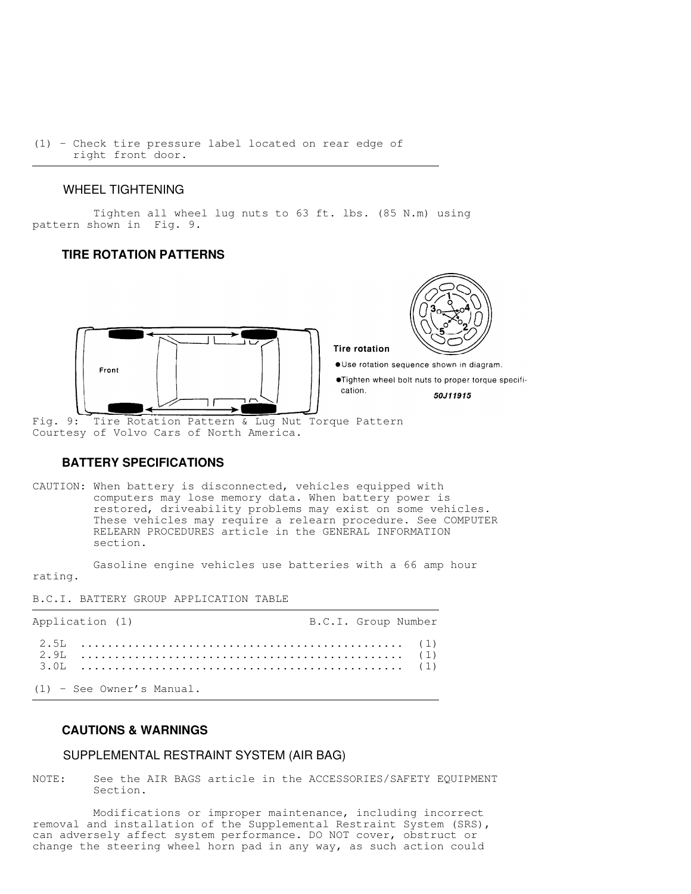(1) - Check tire pressure label located on rear edge of right front door.

### WHEEL TIGHTENING

Tighten all wheel lug nuts to 63 ft. lbs. (85 N.m) using pattern shown in Fig. 9.

## TIRE ROTATION PATTERNS

Fig. 9: Tire Rotation Pattern & Lug Nut Torque Pattern
Courtesy of Volvo Cars of North America.

## BATTERY SPECIFICATIONS

CAUTION: When battery is disconnected, vehicles equipped with computers may lose memory data. When battery power is restored, driveability problems may exist on some vehicles. These vehicles may require a relearn procedure. See COMPUTER RELEARN PROCEDURES article in the GENERAL INFORMATION section.

Gasoline engine vehicles use batteries with a 66 amp hour rating.

B.C.I. BATTERY GROUP APPLICATION TABLE

| Application (1) | B.C.I. Group Number |
| --- | --- |
| 2.5L | (1) |
| 2.9L | (1) |
| 3.0L | (1) |

(1) - See Owner's Manual.

## CAUTIONS & WARNINGS

### SUPPLEMENTAL RESTRAINT SYSTEM (AIR BAG)

NOTE: See the AIR BAGS article in the ACCESSORIES/SAFETY EQUIPMENT Section.

Modifications or improper maintenance, including incorrect removal and installation of the Supplemental Restraint System (SRS), can adversely affect system performance. DO NOT cover, obstruct or change the steering wheel horn pad in any way, as such action could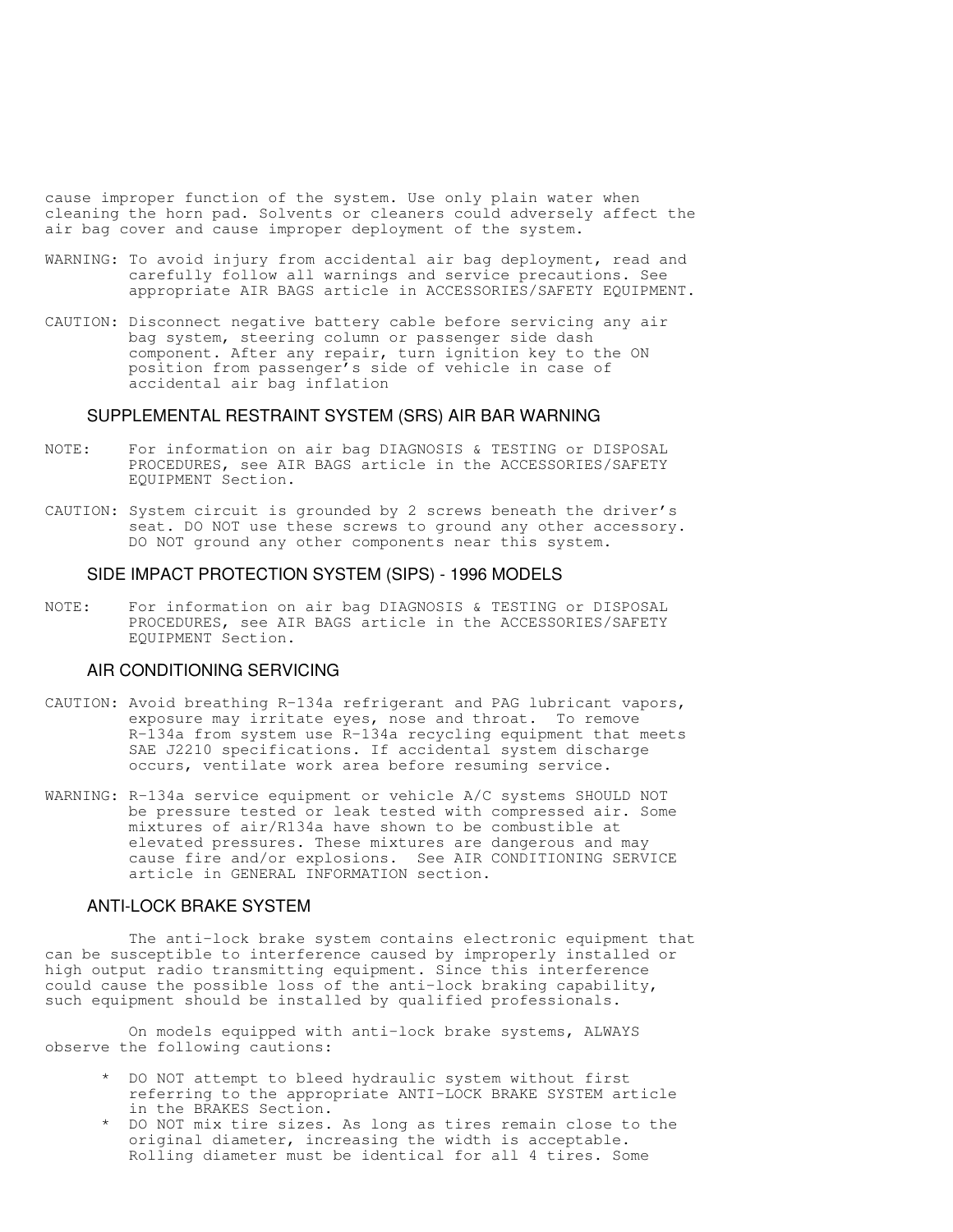cause improper function of the system. Use only plain water when cleaning the horn pad. Solvents or cleaners could adversely affect the air bag cover and cause improper deployment of the system.

WARNING: To avoid injury from accidental air bag deployment, read and carefully follow all warnings and service precautions. See appropriate AIR BAGS article in ACCESSORIES/SAFETY EQUIPMENT.

CAUTION: Disconnect negative battery cable before servicing any air bag system, steering column or passenger side dash component. After any repair, turn ignition key to the ON position from passenger's side of vehicle in case of accidental air bag inflation

## SUPPLEMENTAL RESTRAINT SYSTEM (SRS) AIR BAR WARNING

NOTE: For information on air bag DIAGNOSIS & TESTING or DISPOSAL PROCEDURES, see AIR BAGS article in the ACCESSORIES/SAFETY EQUIPMENT Section.

CAUTION: System circuit is grounded by 2 screws beneath the driver's seat. DO NOT use these screws to ground any other accessory. DO NOT ground any other components near this system.

## SIDE IMPACT PROTECTION SYSTEM (SIPS) - 1996 MODELS

NOTE: For information on air bag DIAGNOSIS & TESTING or DISPOSAL PROCEDURES, see AIR BAGS article in the ACCESSORIES/SAFETY EQUIPMENT Section.

## AIR CONDITIONING SERVICING

CAUTION: Avoid breathing R-134a refrigerant and PAG lubricant vapors, exposure may irritate eyes, nose and throat. To remove R-134a from system use R-134a recycling equipment that meets SAE J2210 specifications. If accidental system discharge occurs, ventilate work area before resuming service.

WARNING: R-134a service equipment or vehicle A/C systems SHOULD NOT be pressure tested or leak tested with compressed air. Some mixtures of air/R134a have shown to be combustible at elevated pressures. These mixtures are dangerous and may cause fire and/or explosions. See AIR CONDITIONING SERVICE article in GENERAL INFORMATION section.

## ANTI-LOCK BRAKE SYSTEM

The anti-lock brake system contains electronic equipment that can be susceptible to interference caused by improperly installed or high output radio transmitting equipment. Since this interference could cause the possible loss of the anti-lock braking capability, such equipment should be installed by qualified professionals.

On models equipped with anti-lock brake systems, ALWAYS observe the following cautions:

* DO NOT attempt to bleed hydraulic system without first referring to the appropriate ANTI-LOCK BRAKE SYSTEM article in the BRAKES Section.
* DO NOT mix tire sizes. As long as tires remain close to the original diameter, increasing the width is acceptable. Rolling diameter must be identical for all 4 tires. Some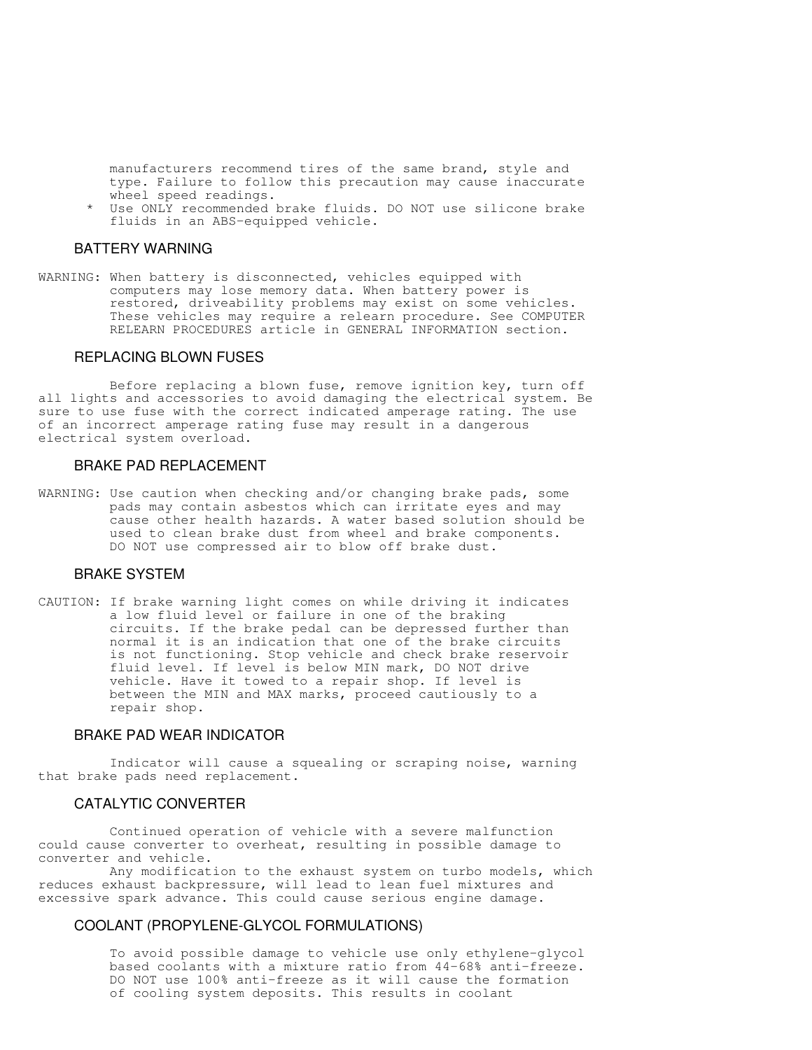manufacturers recommend tires of the same brand, style and type. Failure to follow this precaution may cause inaccurate wheel speed readings.

* Use ONLY recommended brake fluids. DO NOT use silicone brake fluids in an ABS-equipped vehicle.

### BATTERY WARNING

WARNING: When battery is disconnected, vehicles equipped with computers may lose memory data. When battery power is restored, driveability problems may exist on some vehicles. These vehicles may require a relearn procedure. See COMPUTER RELEARN PROCEDURES article in GENERAL INFORMATION section.

### REPLACING BLOWN FUSES

Before replacing a blown fuse, remove ignition key, turn off all lights and accessories to avoid damaging the electrical system. Be sure to use fuse with the correct indicated amperage rating. The use of an incorrect amperage rating fuse may result in a dangerous electrical system overload.

### BRAKE PAD REPLACEMENT

WARNING: Use caution when checking and/or changing brake pads, some pads may contain asbestos which can irritate eyes and may cause other health hazards. A water based solution should be used to clean brake dust from wheel and brake components. DO NOT use compressed air to blow off brake dust.

### BRAKE SYSTEM

CAUTION: If brake warning light comes on while driving it indicates a low fluid level or failure in one of the braking circuits. If the brake pedal can be depressed further than normal it is an indication that one of the brake circuits is not functioning. Stop vehicle and check brake reservoir fluid level. If level is below MIN mark, DO NOT drive vehicle. Have it towed to a repair shop. If level is between the MIN and MAX marks, proceed cautiously to a repair shop.

### BRAKE PAD WEAR INDICATOR

Indicator will cause a squealing or scraping noise, warning that brake pads need replacement.

### CATALYTIC CONVERTER

Continued operation of vehicle with a severe malfunction could cause converter to overheat, resulting in possible damage to converter and vehicle.

Any modification to the exhaust system on turbo models, which reduces exhaust backpressure, will lead to lean fuel mixtures and excessive spark advance. This could cause serious engine damage.

### COOLANT (PROPYLENE-GLYCOL FORMULATIONS)

To avoid possible damage to vehicle use only ethylene-glycol based coolants with a mixture ratio from 44-68% anti-freeze. DO NOT use 100% anti-freeze as it will cause the formation of cooling system deposits. This results in coolant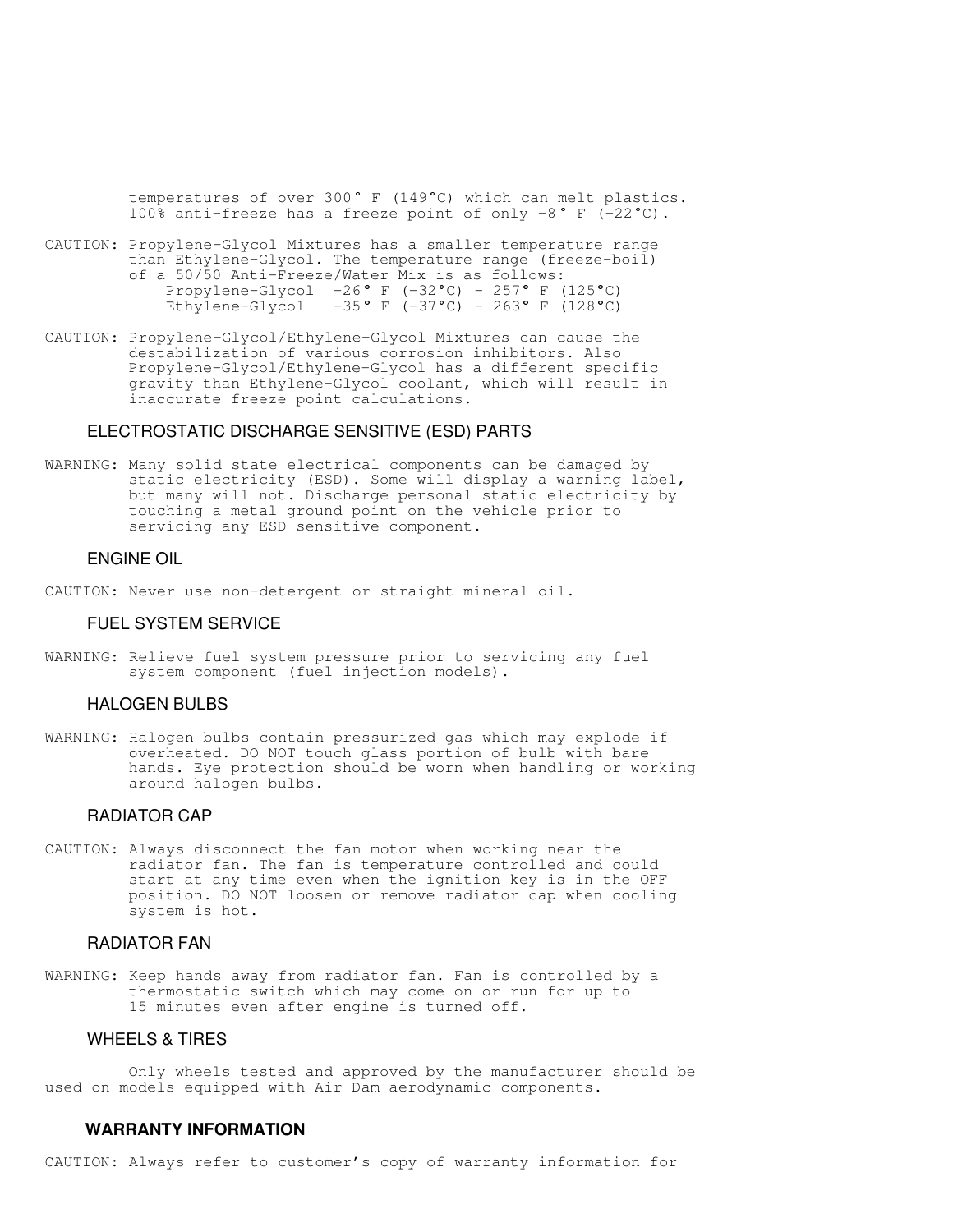temperatures of over 300° F (149°C) which can melt plastics. 100% anti-freeze has a freeze point of only -8° F (-22°C).

CAUTION: Propylene-Glycol Mixtures has a smaller temperature range than Ethylene-Glycol. The temperature range (freeze-boil) of a 50/50 Anti-Freeze/Water Mix is as follows:

Propylene-Glycol -26° F (-32°C) - 257° F (125°C)
Ethylene-Glycol -35° F (-37°C) - 263° F (128°C)

CAUTION: Propylene-Glycol/Ethylene-Glycol Mixtures can cause the destabilization of various corrosion inhibitors. Also Propylene-Glycol/Ethylene-Glycol has a different specific gravity than Ethylene-Glycol coolant, which will result in inaccurate freeze point calculations.

### ELECTROSTATIC DISCHARGE SENSITIVE (ESD) PARTS

WARNING: Many solid state electrical components can be damaged by static electricity (ESD). Some will display a warning label, but many will not. Discharge personal static electricity by touching a metal ground point on the vehicle prior to servicing any ESD sensitive component.

### ENGINE OIL

CAUTION: Never use non-detergent or straight mineral oil.

### FUEL SYSTEM SERVICE

WARNING: Relieve fuel system pressure prior to servicing any fuel system component (fuel injection models).

### HALOGEN BULBS

WARNING: Halogen bulbs contain pressurized gas which may explode if overheated. DO NOT touch glass portion of bulb with bare hands. Eye protection should be worn when handling or working around halogen bulbs.

### RADIATOR CAP

CAUTION: Always disconnect the fan motor when working near the radiator fan. The fan is temperature controlled and could start at any time even when the ignition key is in the OFF position. DO NOT loosen or remove radiator cap when cooling system is hot.

### RADIATOR FAN

WARNING: Keep hands away from radiator fan. Fan is controlled by a thermostatic switch which may come on or run for up to 15 minutes even after engine is turned off.

### WHEELS & TIRES

Only wheels tested and approved by the manufacturer should be used on models equipped with Air Dam aerodynamic components.

## WARRANTY INFORMATION

CAUTION: Always refer to customer's copy of warranty information for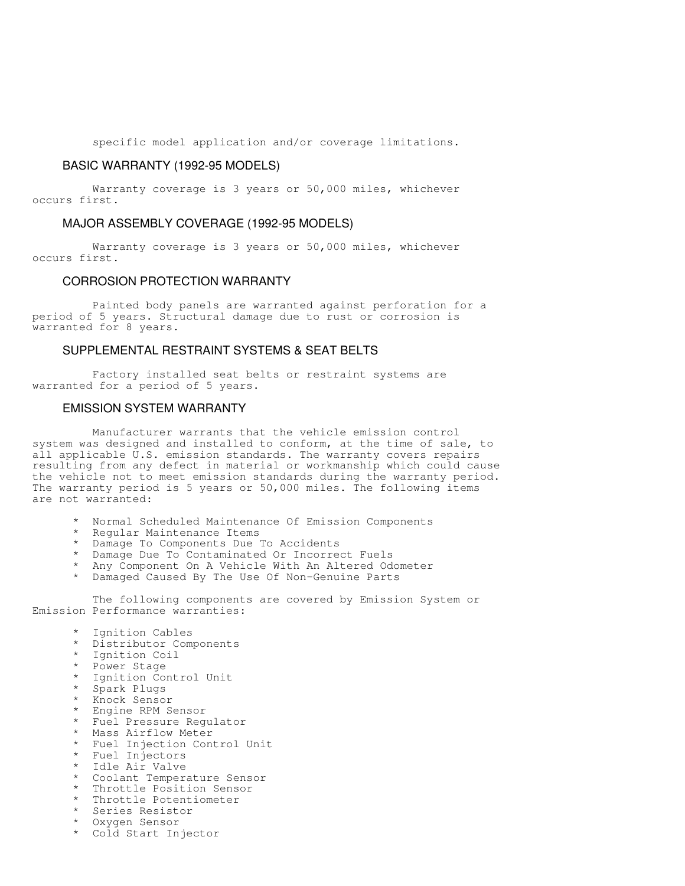specific model application and/or coverage limitations.

## BASIC WARRANTY (1992-95 MODELS)

Warranty coverage is 3 years or 50,000 miles, whichever occurs first.

## MAJOR ASSEMBLY COVERAGE (1992-95 MODELS)

Warranty coverage is 3 years or 50,000 miles, whichever occurs first.

## CORROSION PROTECTION WARRANTY

Painted body panels are warranted against perforation for a period of 5 years. Structural damage due to rust or corrosion is warranted for 8 years.

## SUPPLEMENTAL RESTRAINT SYSTEMS & SEAT BELTS

Factory installed seat belts or restraint systems are warranted for a period of 5 years.

## EMISSION SYSTEM WARRANTY

Manufacturer warrants that the vehicle emission control system was designed and installed to conform, at the time of sale, to all applicable U.S. emission standards. The warranty covers repairs resulting from any defect in material or workmanship which could cause the vehicle not to meet emission standards during the warranty period. The warranty period is 5 years or 50,000 miles. The following items are not warranted:

* Normal Scheduled Maintenance Of Emission Components
* Regular Maintenance Items
* Damage To Components Due To Accidents
* Damage Due To Contaminated Or Incorrect Fuels
* Any Component On A Vehicle With An Altered Odometer
* Damaged Caused By The Use Of Non-Genuine Parts

The following components are covered by Emission System or Emission Performance warranties:

* Ignition Cables
* Distributor Components
* Ignition Coil
* Power Stage
* Ignition Control Unit
* Spark Plugs
* Knock Sensor
* Engine RPM Sensor
* Fuel Pressure Regulator
* Mass Airflow Meter
* Fuel Injection Control Unit
* Fuel Injectors
* Idle Air Valve
* Coolant Temperature Sensor
* Throttle Position Sensor
* Throttle Potentiometer
* Series Resistor
* Oxygen Sensor
* Cold Start Injector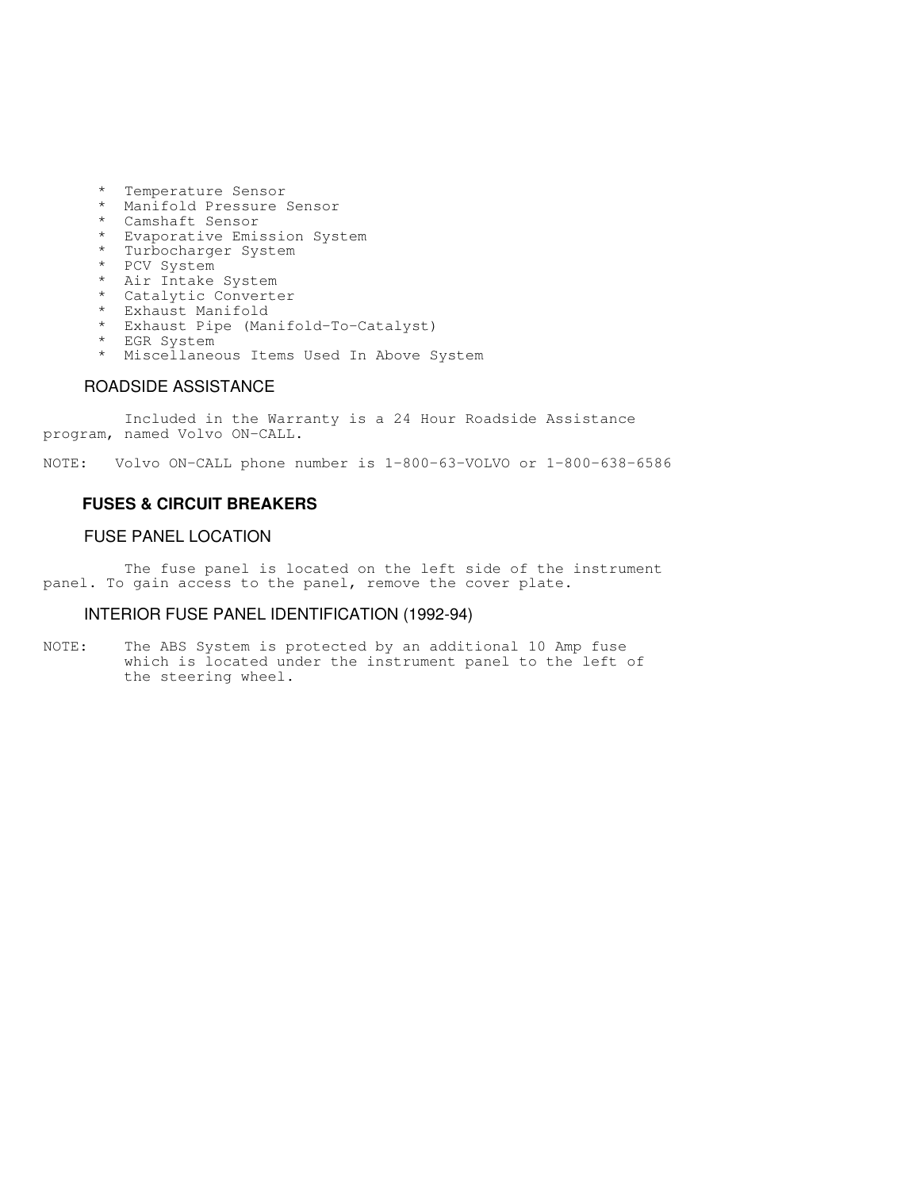* Temperature Sensor
* Manifold Pressure Sensor
* Camshaft Sensor
* Evaporative Emission System
* Turbocharger System
* PCV System
* Air Intake System
* Catalytic Converter
* Exhaust Manifold
* Exhaust Pipe (Manifold-To-Catalyst)
* EGR System
* Miscellaneous Items Used In Above System

### ROADSIDE ASSISTANCE

Included in the Warranty is a 24 Hour Roadside Assistance program, named Volvo ON-CALL.

NOTE: Volvo ON-CALL phone number is 1-800-63-VOLVO or 1-800-638-6586

## FUSES & CIRCUIT BREAKERS

### FUSE PANEL LOCATION

The fuse panel is located on the left side of the instrument panel. To gain access to the panel, remove the cover plate.

### INTERIOR FUSE PANEL IDENTIFICATION (1992-94)

NOTE: The ABS System is protected by an additional 10 Amp fuse which is located under the instrument panel to the left of the steering wheel.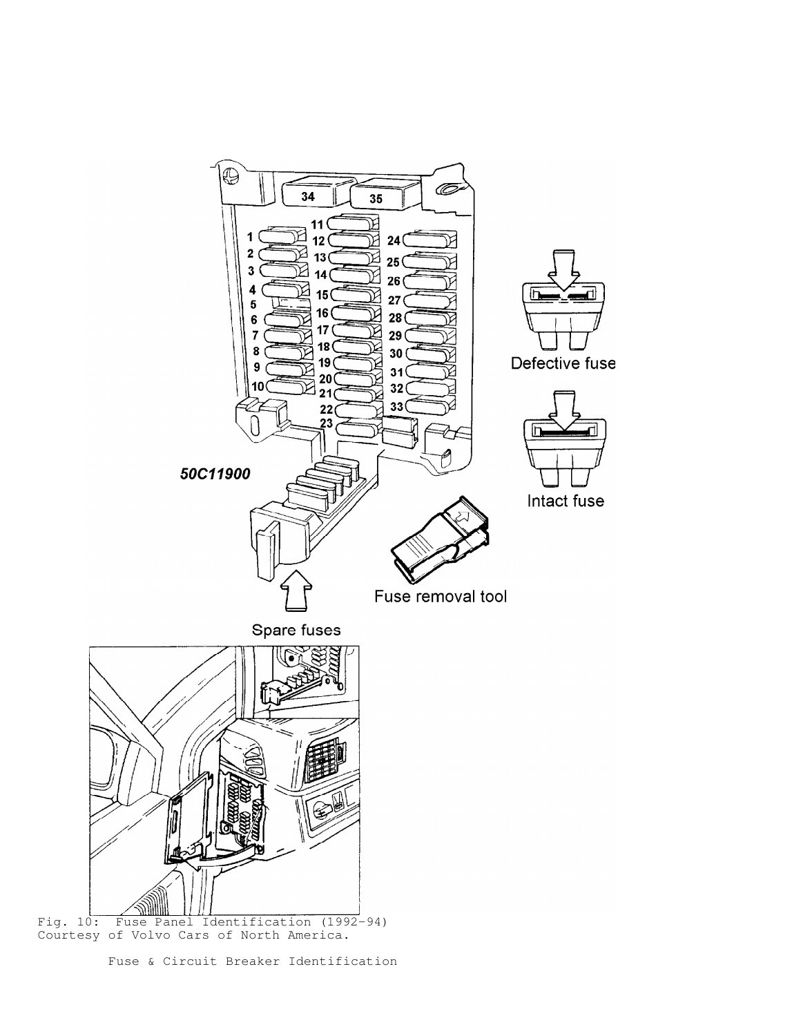Fig. 10: Fuse Panel Identification (1992-94)
Courtesy of Volvo Cars of North America.

Fuse & Circuit Breaker Identification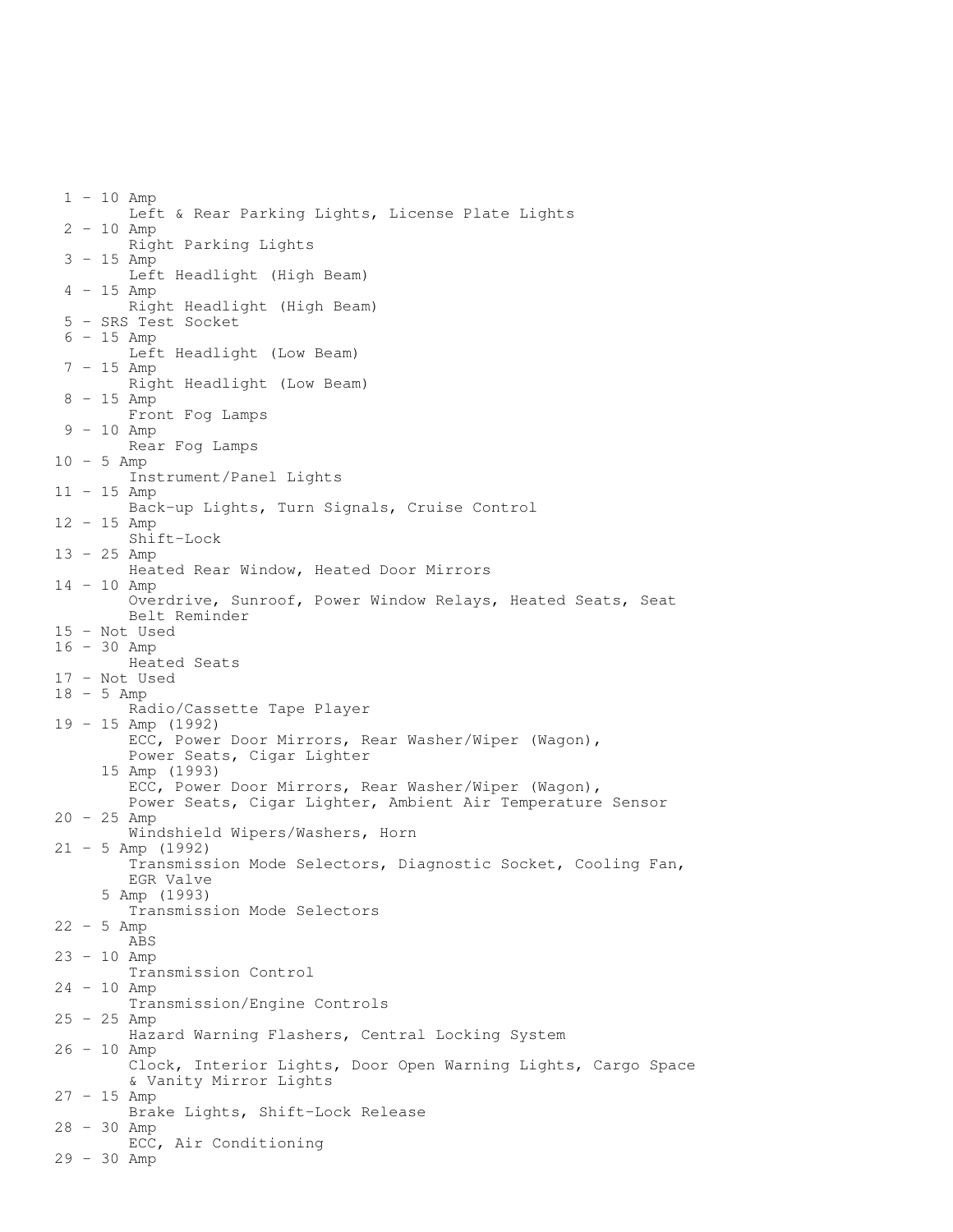```
 1 - 10 Amp
        Left & Rear Parking Lights, License Plate Lights
 2 - 10 Amp
        Right Parking Lights
 3 - 15 Amp
        Left Headlight (High Beam)
 4 - 15 Amp
        Right Headlight (High Beam)
 5 - SRS Test Socket
 6 - 15 Amp
        Left Headlight (Low Beam)
 7 - 15 Amp
        Right Headlight (Low Beam)
 8 - 15 Amp
        Front Fog Lamps
 9 - 10 Amp
        Rear Fog Lamps
10 - 5 Amp
        Instrument/Panel Lights
11 - 15 Amp
        Back-up Lights, Turn Signals, Cruise Control
12 - 15 Amp
        Shift-Lock
13 - 25 Amp
        Heated Rear Window, Heated Door Mirrors
14 - 10 Amp
        Overdrive, Sunroof, Power Window Relays, Heated Seats, Seat
        Belt Reminder
15 - Not Used
16 - 30 Amp
        Heated Seats
17 - Not Used
18 - 5 Amp
        Radio/Cassette Tape Player
19 - 15 Amp (1992)
        ECC, Power Door Mirrors, Rear Washer/Wiper (Wagon),
        Power Seats, Cigar Lighter
     15 Amp (1993)
        ECC, Power Door Mirrors, Rear Washer/Wiper (Wagon),
        Power Seats, Cigar Lighter, Ambient Air Temperature Sensor
20 - 25 Amp
        Windshield Wipers/Washers, Horn
21 - 5 Amp (1992)
        Transmission Mode Selectors, Diagnostic Socket, Cooling Fan,
        EGR Valve
     5 Amp (1993)
        Transmission Mode Selectors
22 - 5 Amp
        ABS
23 - 10 Amp
        Transmission Control
24 - 10 Amp
        Transmission/Engine Controls
25 - 25 Amp
        Hazard Warning Flashers, Central Locking System
26 - 10 Amp
        Clock, Interior Lights, Door Open Warning Lights, Cargo Space
        & Vanity Mirror Lights
27 - 15 Amp
        Brake Lights, Shift-Lock Release
28 - 30 Amp
        ECC, Air Conditioning
29 - 30 Amp
```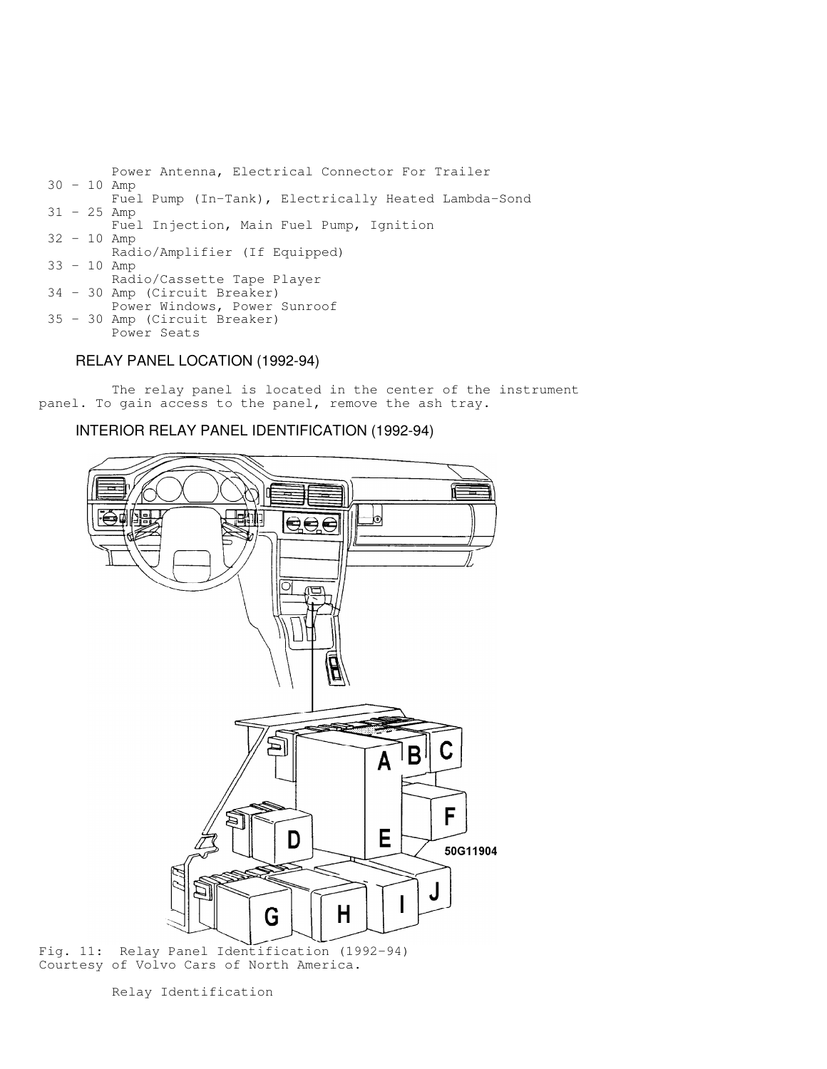Power Antenna, Electrical Connector For Trailer

30 - 10 Amp
Fuel Pump (In-Tank), Electrically Heated Lambda-Sond

31 - 25 Amp
Fuel Injection, Main Fuel Pump, Ignition

32 - 10 Amp
Radio/Amplifier (If Equipped)

33 - 10 Amp
Radio/Cassette Tape Player

34 - 30 Amp (Circuit Breaker)
Power Windows, Power Sunroof

35 - 30 Amp (Circuit Breaker)
Power Seats

## RELAY PANEL LOCATION (1992-94)

The relay panel is located in the center of the instrument panel. To gain access to the panel, remove the ash tray.

## INTERIOR RELAY PANEL IDENTIFICATION (1992-94)

Fig. 11: Relay Panel Identification (1992-94)
Courtesy of Volvo Cars of North America.

Relay Identification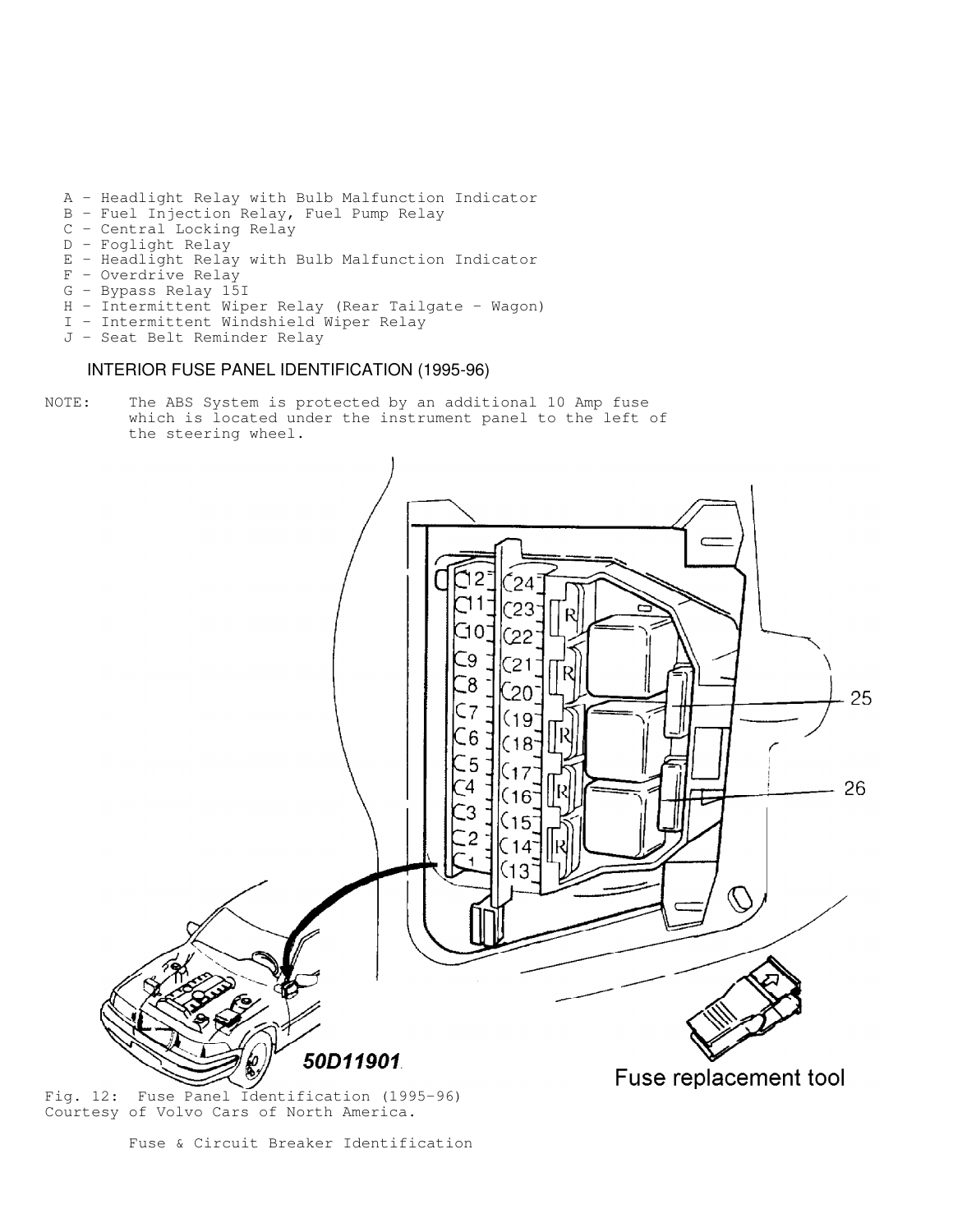- A - Headlight Relay with Bulb Malfunction Indicator
- B - Fuel Injection Relay, Fuel Pump Relay
- C - Central Locking Relay
- D - Foglight Relay
- E - Headlight Relay with Bulb Malfunction Indicator
- F - Overdrive Relay
- G - Bypass Relay 15I
- H - Intermittent Wiper Relay (Rear Tailgate - Wagon)
- I - Intermittent Windshield Wiper Relay
- J - Seat Belt Reminder Relay

## INTERIOR FUSE PANEL IDENTIFICATION (1995-96)

NOTE: The ABS System is protected by an additional 10 Amp fuse which is located under the instrument panel to the left of the steering wheel.

Fig. 12: Fuse Panel Identification (1995-96)
Courtesy of Volvo Cars of North America.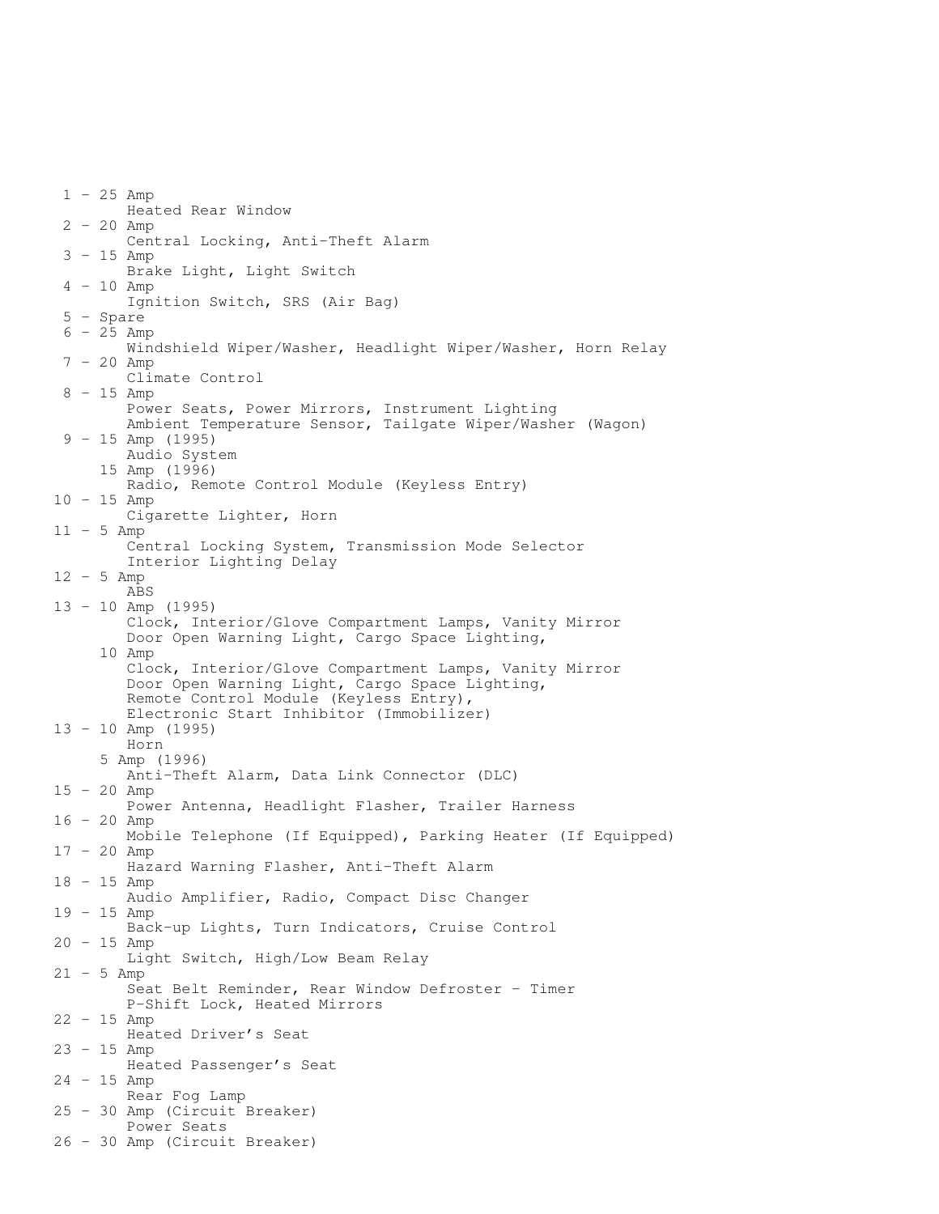```
 1 - 25 Amp
        Heated Rear Window
 2 - 20 Amp
        Central Locking, Anti-Theft Alarm
 3 - 15 Amp
        Brake Light, Light Switch
 4 - 10 Amp
        Ignition Switch, SRS (Air Bag)
 5 - Spare
 6 - 25 Amp
        Windshield Wiper/Washer, Headlight Wiper/Washer, Horn Relay
 7 - 20 Amp
        Climate Control
 8 - 15 Amp
        Power Seats, Power Mirrors, Instrument Lighting
        Ambient Temperature Sensor, Tailgate Wiper/Washer (Wagon)
 9 - 15 Amp (1995)
        Audio System
     15 Amp (1996)
        Radio, Remote Control Module (Keyless Entry)
10 - 15 Amp
        Cigarette Lighter, Horn
11 - 5 Amp
        Central Locking System, Transmission Mode Selector
        Interior Lighting Delay
12 - 5 Amp
        ABS
13 - 10 Amp (1995)
        Clock, Interior/Glove Compartment Lamps, Vanity Mirror
        Door Open Warning Light, Cargo Space Lighting,
     10 Amp
        Clock, Interior/Glove Compartment Lamps, Vanity Mirror
        Door Open Warning Light, Cargo Space Lighting,
        Remote Control Module (Keyless Entry),
        Electronic Start Inhibitor (Immobilizer)
13 - 10 Amp (1995)
        Horn
     5 Amp (1996)
        Anti-Theft Alarm, Data Link Connector (DLC)
15 - 20 Amp
        Power Antenna, Headlight Flasher, Trailer Harness
16 - 20 Amp
        Mobile Telephone (If Equipped), Parking Heater (If Equipped)
17 - 20 Amp
        Hazard Warning Flasher, Anti-Theft Alarm
18 - 15 Amp
        Audio Amplifier, Radio, Compact Disc Changer
19 - 15 Amp
        Back-up Lights, Turn Indicators, Cruise Control
20 - 15 Amp
        Light Switch, High/Low Beam Relay
21 - 5 Amp
        Seat Belt Reminder, Rear Window Defroster - Timer
        P-Shift Lock, Heated Mirrors
22 - 15 Amp
        Heated Driver's Seat
23 - 15 Amp
        Heated Passenger's Seat
24 - 15 Amp
        Rear Fog Lamp
25 - 30 Amp (Circuit Breaker)
        Power Seats
26 - 30 Amp (Circuit Breaker)
```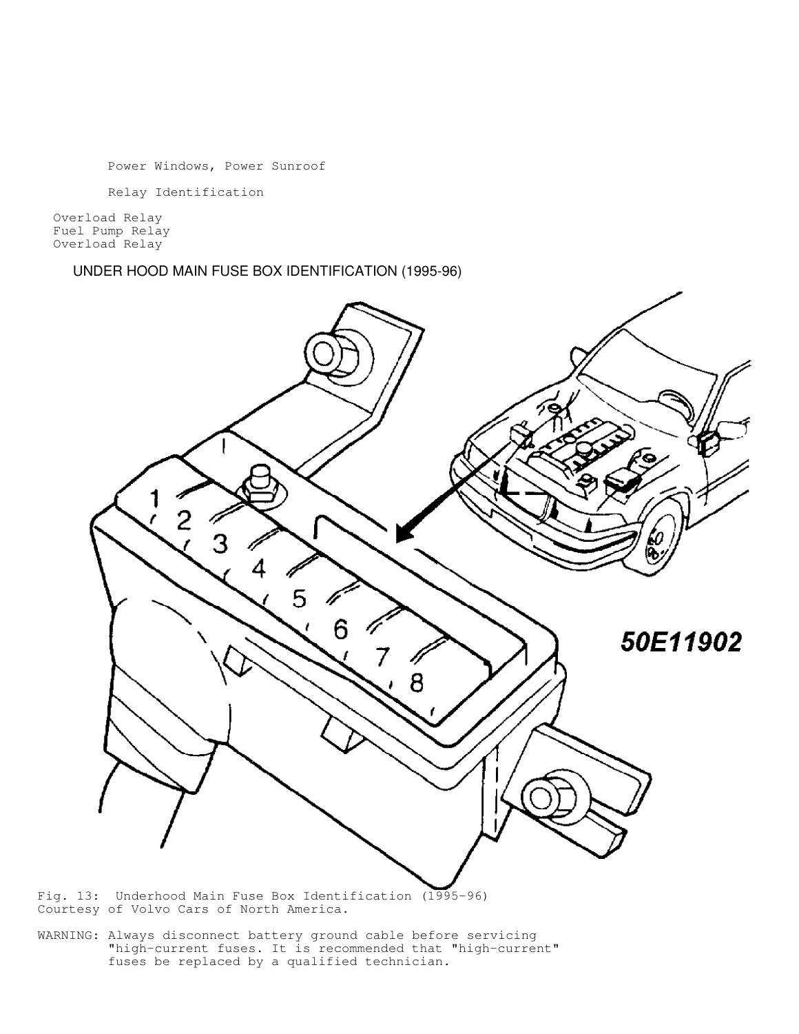Power Windows, Power Sunroof

Relay Identification

Overload Relay
Fuel Pump Relay
Overload Relay

UNDER HOOD MAIN FUSE BOX IDENTIFICATION (1995-96)

Fig. 13: Underhood Main Fuse Box Identification (1995-96)
Courtesy of Volvo Cars of North America.

WARNING: Always disconnect battery ground cable before servicing "high-current fuses. It is recommended that "high-current" fuses be replaced by a qualified technician.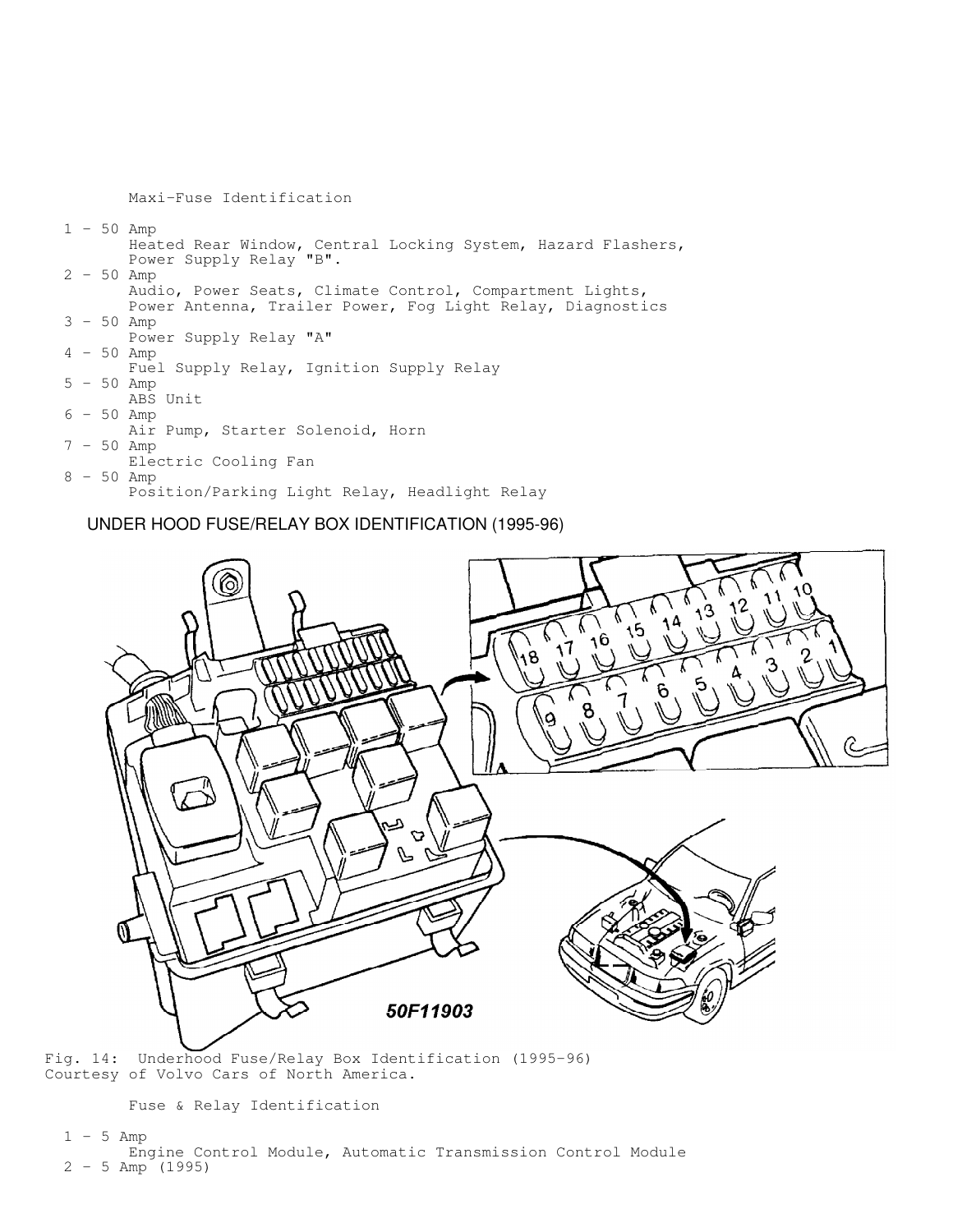Maxi-Fuse Identification

1 - 50 Amp
  Heated Rear Window, Central Locking System, Hazard Flashers, Power Supply Relay "B".
2 - 50 Amp
  Audio, Power Seats, Climate Control, Compartment Lights, Power Antenna, Trailer Power, Fog Light Relay, Diagnostics
3 - 50 Amp
  Power Supply Relay "A"
4 - 50 Amp
  Fuel Supply Relay, Ignition Supply Relay
5 - 50 Amp
  ABS Unit
6 - 50 Amp
  Air Pump, Starter Solenoid, Horn
7 - 50 Amp
  Electric Cooling Fan
8 - 50 Amp
  Position/Parking Light Relay, Headlight Relay

## UNDER HOOD FUSE/RELAY BOX IDENTIFICATION (1995-96)

Fig. 14: Underhood Fuse/Relay Box Identification (1995-96)
Courtesy of Volvo Cars of North America.

Fuse & Relay Identification

1 - 5 Amp
  Engine Control Module, Automatic Transmission Control Module
2 - 5 Amp (1995)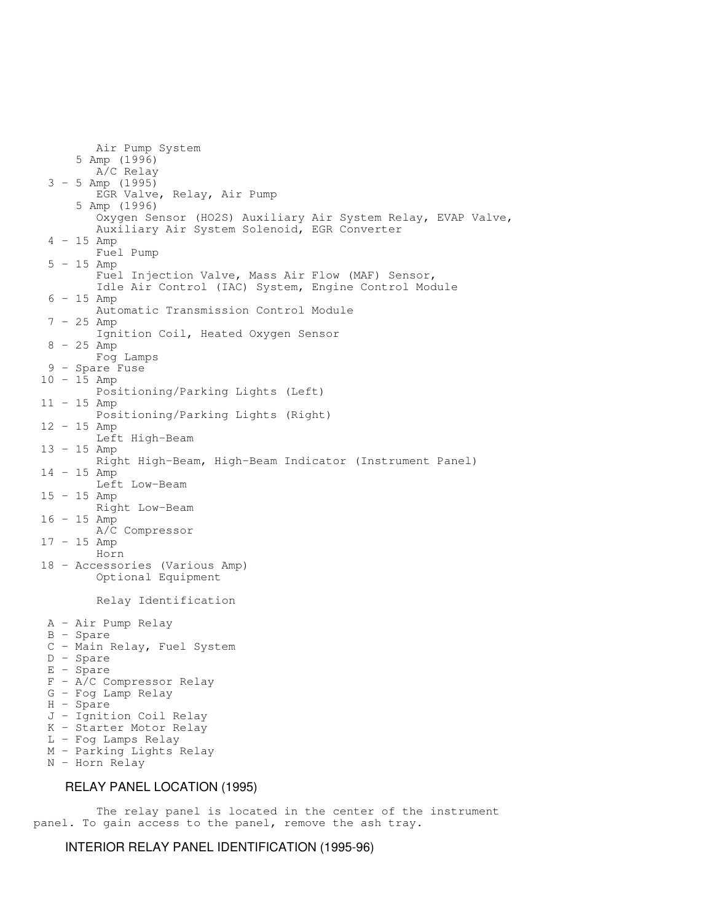Air Pump System
5 Amp (1996)
A/C Relay
3 - 5 Amp (1995)
EGR Valve, Relay, Air Pump
5 Amp (1996)
Oxygen Sensor (HO2S) Auxiliary Air System Relay, EVAP Valve, Auxiliary Air System Solenoid, EGR Converter
4 - 15 Amp
Fuel Pump
5 - 15 Amp
Fuel Injection Valve, Mass Air Flow (MAF) Sensor, Idle Air Control (IAC) System, Engine Control Module
6 - 15 Amp
Automatic Transmission Control Module
7 - 25 Amp
Ignition Coil, Heated Oxygen Sensor
8 - 25 Amp
Fog Lamps
9 - Spare Fuse
10 - 15 Amp
Positioning/Parking Lights (Left)
11 - 15 Amp
Positioning/Parking Lights (Right)
12 - 15 Amp
Left High-Beam
13 - 15 Amp
Right High-Beam, High-Beam Indicator (Instrument Panel)
14 - 15 Amp
Left Low-Beam
15 - 15 Amp
Right Low-Beam
16 - 15 Amp
A/C Compressor
17 - 15 Amp
Horn
18 - Accessories (Various Amp)
Optional Equipment

Relay Identification

A - Air Pump Relay
B - Spare
C - Main Relay, Fuel System
D - Spare
E - Spare
F - A/C Compressor Relay
G - Fog Lamp Relay
H - Spare
J - Ignition Coil Relay
K - Starter Motor Relay
L - Fog Lamps Relay
M - Parking Lights Relay
N - Horn Relay

## RELAY PANEL LOCATION (1995)

The relay panel is located in the center of the instrument panel. To gain access to the panel, remove the ash tray.

## INTERIOR RELAY PANEL IDENTIFICATION (1995-96)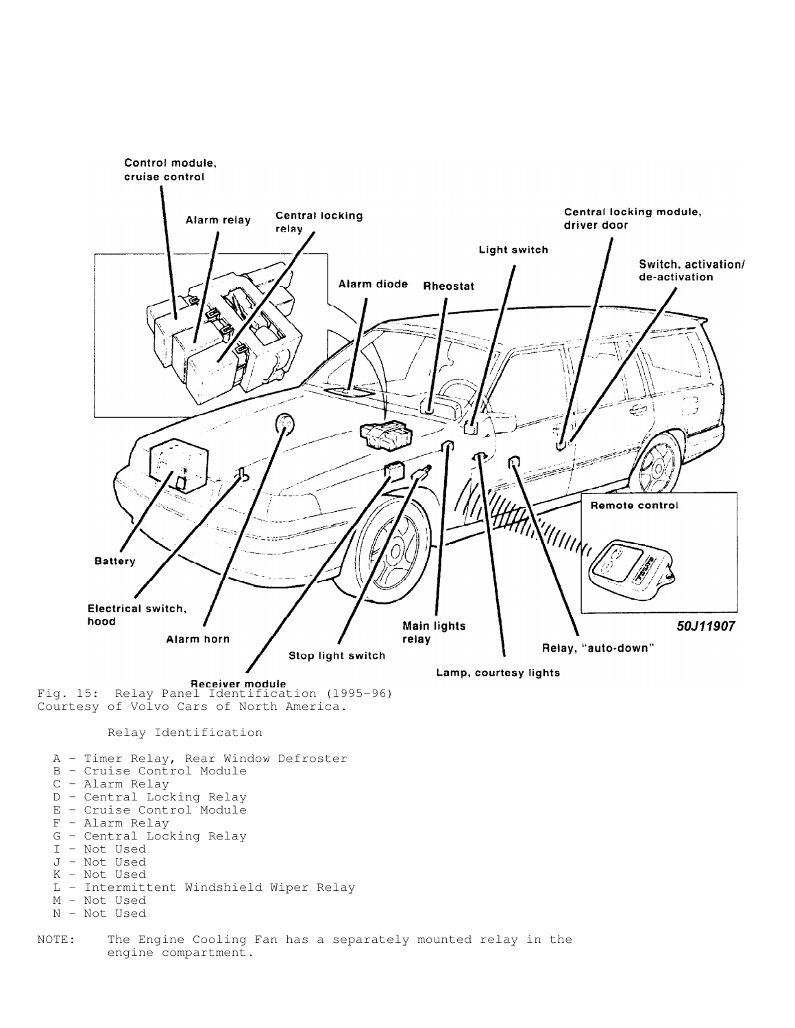Control module, cruise control

Alarm relay

Central locking relay

Central locking module, driver door

Light switch

Switch, activation/ de-activation

Alarm diode

Rheostat

Remote control

Battery

Electrical switch, hood

Alarm horn

Main lights relay

50J11907

Relay, "auto-down"

Stop light switch

Lamp, courtesy lights

Receiver module

Fig. 15: Relay Panel Identification (1995-96)
Courtesy of Volvo Cars of North America.

Relay Identification

- A - Timer Relay, Rear Window Defroster
- B - Cruise Control Module
- C - Alarm Relay
- D - Central Locking Relay
- E - Cruise Control Module
- F - Alarm Relay
- G - Central Locking Relay
- I - Not Used
- J - Not Used
- K - Not Used
- L - Intermittent Windshield Wiper Relay
- M - Not Used
- N - Not Used

NOTE: The Engine Cooling Fan has a separately mounted relay in the engine compartment.